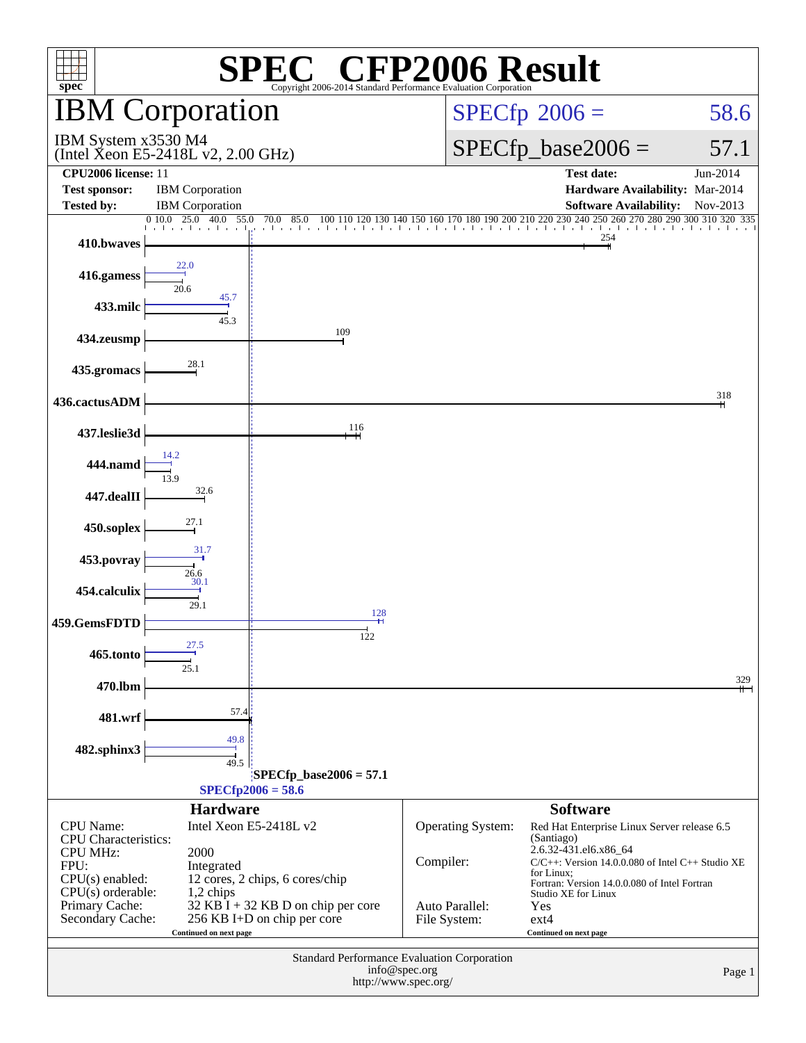# SPEC® CFP2006 Result

Copyright 2006-2014 Standard Performance Evaluation Corporation

## IBM Corporation

IBM System x3530 M4
(Intel Xeon E5-2418L v2, 2.00 GHz)

SPECfp 2006 = 58.6

SPECfp_base2006 = 57.1

| | | | |
|---|---|---|---|
| **CPU2006 license:** | 11 | **Test date:** | Jun-2014 |
| **Test sponsor:** | IBM Corporation | **Hardware Availability:** | Mar-2014 |
| **Tested by:** | IBM Corporation | **Software Availability:** | Nov-2013 |

| Benchmark | Peak | Base |
|---|---|---|
| 410.bwaves | | 254 |
| 416.gamess | 22.0 | 20.6 |
| 433.milc | 45.7 | 45.3 |
| 434.zeusmp | | 109 |
| 435.gromacs | | 28.1 |
| 436.cactusADM | | 318 |
| 437.leslie3d | | 116 |
| 444.namd | 14.2 | 13.9 |
| 447.dealII | | 32.6 |
| 450.soplex | | 27.1 |
| 453.povray | 31.7 | 26.6 |
| 454.calculix | 30.1 | 29.1 |
| 459.GemsFDTD | 128 | 122 |
| 465.tonto | 27.5 | 25.1 |
| 470.lbm | | 329 |
| 481.wrf | | 57.4 |
| 482.sphinx3 | 49.8 | 49.5 |

SPECfp_base2006 = 57.1

SPECfp2006 = 58.6

### Hardware

| | |
|---|---|
| CPU Name: | Intel Xeon E5-2418L v2 |
| CPU Characteristics: | |
| CPU MHz: | 2000 |
| FPU: | Integrated |
| CPU(s) enabled: | 12 cores, 2 chips, 6 cores/chip |
| CPU(s) orderable: | 1,2 chips |
| Primary Cache: | 32 KB I + 32 KB D on chip per core |
| Secondary Cache: | 256 KB I+D on chip per core |

Continued on next page

### Software

| | |
|---|---|
| Operating System: | Red Hat Enterprise Linux Server release 6.5 (Santiago) 2.6.32-431.el6.x86_64 |
| Compiler: | C/C++: Version 14.0.0.080 of Intel C++ Studio XE for Linux; Fortran: Version 14.0.0.080 of Intel Fortran Studio XE for Linux |
| Auto Parallel: | Yes |
| File System: | ext4 |

Continued on next page

Standard Performance Evaluation Corporation
info@spec.org
http://www.spec.org/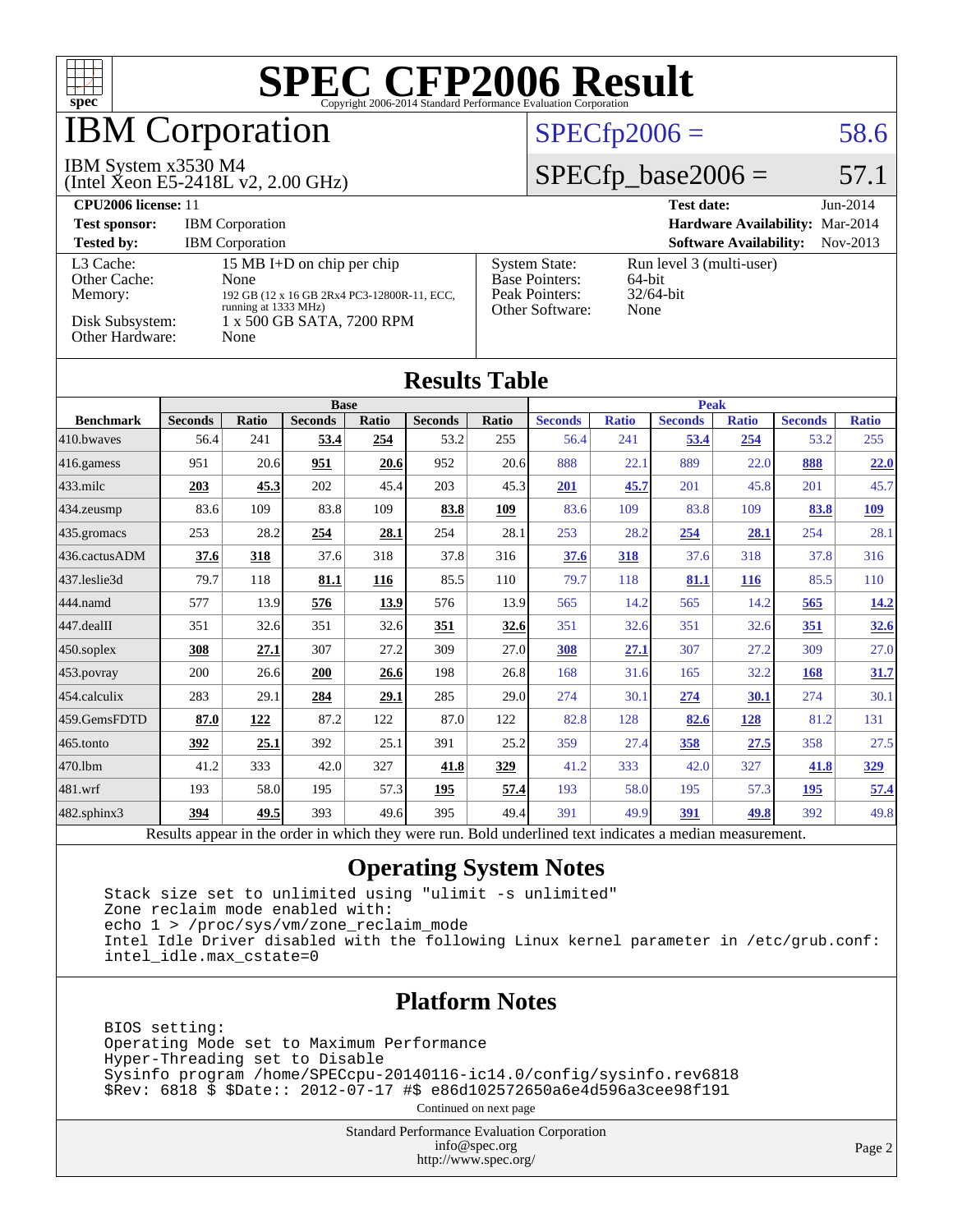# SPEC CFP2006 Result

Copyright 2006-2014 Standard Performance Evaluation Corporation

## IBM Corporation

IBM System x3530 M4
(Intel Xeon E5-2418L v2, 2.00 GHz)

SPECfp2006 = 58.6

SPECfp_base2006 = 57.1

| | | | |
|---|---|---|---|
| **CPU2006 license:** 11 | | **Test date:** | Jun-2014 |
| **Test sponsor:** | IBM Corporation | **Hardware Availability:** | Mar-2014 |
| **Tested by:** | IBM Corporation | **Software Availability:** | Nov-2013 |

| | | | |
|---|---|---|---|
| L3 Cache: | 15 MB I+D on chip per chip | System State: | Run level 3 (multi-user) |
| Other Cache: | None | Base Pointers: | 64-bit |
| Memory: | 192 GB (12 x 16 GB 2Rx4 PC3-12800R-11, ECC, running at 1333 MHz) | Peak Pointers: | 32/64-bit |
| Disk Subsystem: | 1 x 500 GB SATA, 7200 RPM | Other Software: | None |
| Other Hardware: | None | | |

## Results Table

| Benchmark | Base | | | | | | Peak | | | | | |
|---|---|---|---|---|---|---|---|---|---|---|---|---|
| | Seconds | Ratio | Seconds | Ratio | Seconds | Ratio | Seconds | Ratio | Seconds | Ratio | Seconds | Ratio |
| 410.bwaves | 56.4 | 241 | **53.4** | **254** | 53.2 | 255 | 56.4 | 241 | **53.4** | **254** | 53.2 | 255 |
| 416.gamess | 951 | 20.6 | **951** | **20.6** | 952 | 20.6 | 888 | 22.1 | 889 | 22.0 | **888** | **22.0** |
| 433.milc | **203** | **45.3** | 202 | 45.4 | 203 | 45.3 | **201** | **45.7** | 201 | 45.8 | 201 | 45.7 |
| 434.zeusmp | 83.6 | 109 | 83.8 | 109 | **83.8** | **109** | 83.6 | 109 | 83.8 | 109 | **83.8** | **109** |
| 435.gromacs | 253 | 28.2 | **254** | **28.1** | 254 | 28.1 | 253 | 28.2 | **254** | **28.1** | 254 | 28.1 |
| 436.cactusADM | **37.6** | **318** | 37.6 | 318 | 37.8 | 316 | **37.6** | **318** | 37.6 | 318 | 37.8 | 316 |
| 437.leslie3d | 79.7 | 118 | **81.1** | **116** | 85.5 | 110 | 79.7 | 118 | **81.1** | **116** | 85.5 | 110 |
| 444.namd | 577 | 13.9 | **576** | **13.9** | 576 | 13.9 | 565 | 14.2 | 565 | 14.2 | **565** | **14.2** |
| 447.dealII | 351 | 32.6 | 351 | 32.6 | **351** | **32.6** | 351 | 32.6 | 351 | 32.6 | **351** | **32.6** |
| 450.soplex | **308** | **27.1** | 307 | 27.2 | 309 | 27.0 | **308** | **27.1** | 307 | 27.2 | 309 | 27.0 |
| 453.povray | 200 | 26.6 | **200** | **26.6** | 198 | 26.8 | 168 | 31.6 | 165 | 32.2 | **168** | **31.7** |
| 454.calculix | 283 | 29.1 | **284** | **29.1** | 285 | 29.0 | 274 | 30.1 | **274** | **30.1** | 274 | 30.1 |
| 459.GemsFDTD | **87.0** | **122** | 87.2 | 122 | 87.0 | 122 | 82.8 | 128 | **82.6** | **128** | 81.2 | 131 |
| 465.tonto | **392** | **25.1** | 392 | 25.1 | 391 | 25.2 | 359 | 27.4 | **358** | **27.5** | 358 | 27.5 |
| 470.lbm | 41.2 | 333 | 42.0 | 327 | **41.8** | **329** | 41.2 | 333 | 42.0 | 327 | **41.8** | **329** |
| 481.wrf | 193 | 58.0 | 195 | 57.3 | **195** | **57.4** | 193 | 58.0 | 195 | 57.3 | **195** | **57.4** |
| 482.sphinx3 | **394** | **49.5** | 393 | 49.6 | 395 | 49.4 | 391 | 49.9 | **391** | **49.8** | 392 | 49.8 |

Results appear in the order in which they were run. Bold underlined text indicates a median measurement.

## Operating System Notes

```
Stack size set to unlimited using "ulimit -s unlimited"
Zone reclaim mode enabled with:
echo 1 > /proc/sys/vm/zone_reclaim_mode
Intel Idle Driver disabled with the following Linux kernel parameter in /etc/grub.conf:
intel_idle.max_cstate=0
```

## Platform Notes

```
BIOS setting:
Operating Mode set to Maximum Performance
Hyper-Threading set to Disable
Sysinfo program /home/SPECcpu-20140116-ic14.0/config/sysinfo.rev6818
$Rev: 6818 $ $Date:: 2012-07-17 #$ e86d102572650a6e4d596a3cee98f191
```

Continued on next page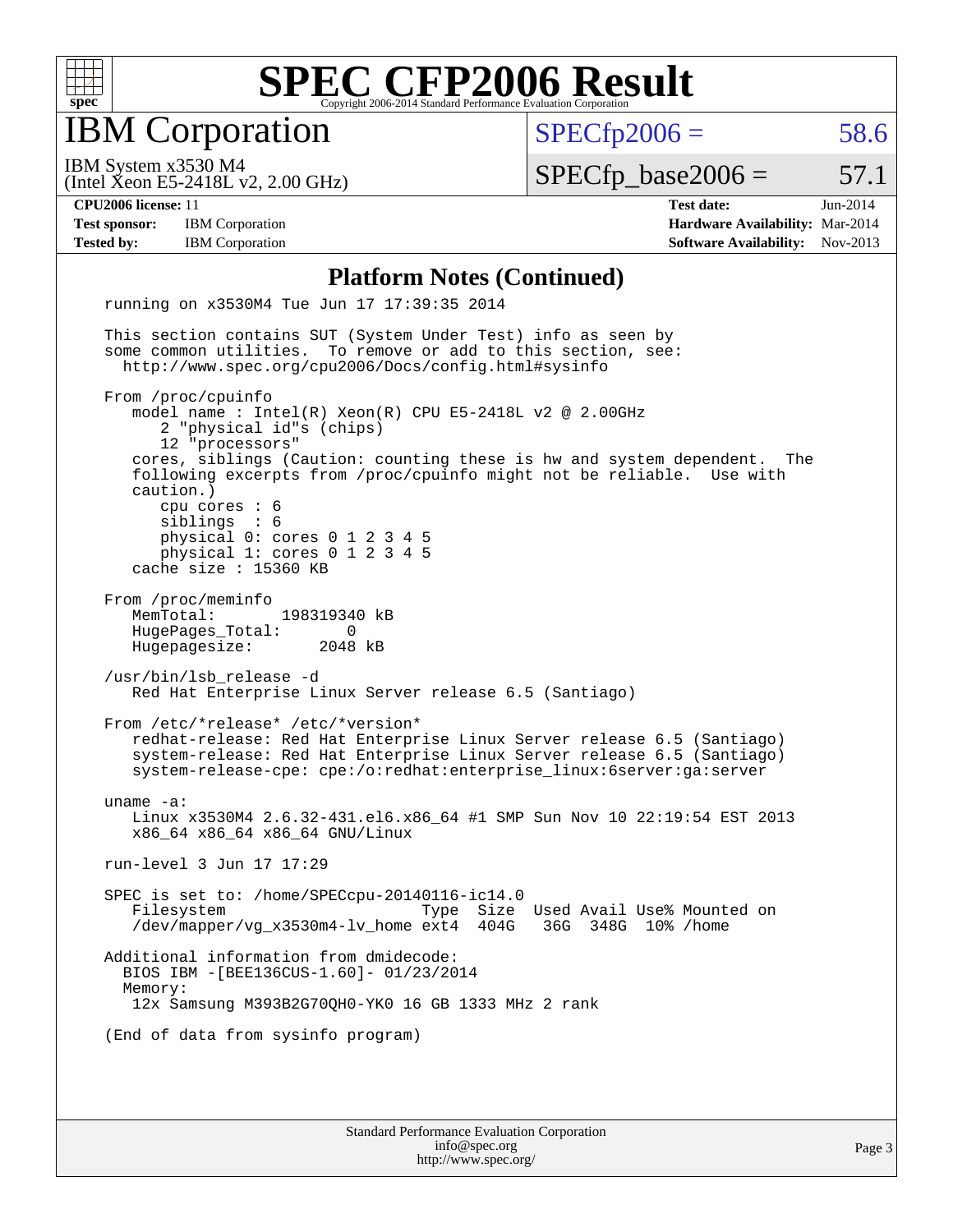# SPEC CFP2006 Result

Copyright 2006-2014 Standard Performance Evaluation Corporation

## IBM Corporation

IBM System x3530 M4
(Intel Xeon E5-2418L v2, 2.00 GHz)

SPECfp2006 = 58.6

SPECfp_base2006 = 57.1

**CPU2006 license:** 11
**Test sponsor:** IBM Corporation
**Tested by:** IBM Corporation

**Test date:** Jun-2014
**Hardware Availability:** Mar-2014
**Software Availability:** Nov-2013

### Platform Notes (Continued)

```
running on x3530M4 Tue Jun 17 17:39:35 2014

This section contains SUT (System Under Test) info as seen by
some common utilities.  To remove or add to this section, see:
  http://www.spec.org/cpu2006/Docs/config.html#sysinfo

From /proc/cpuinfo
   model name : Intel(R) Xeon(R) CPU E5-2418L v2 @ 2.00GHz
      2 "physical id"s (chips)
      12 "processors"
   cores, siblings (Caution: counting these is hw and system dependent.  The
   following excerpts from /proc/cpuinfo might not be reliable.  Use with
   caution.)
      cpu cores : 6
      siblings  : 6
      physical 0: cores 0 1 2 3 4 5
      physical 1: cores 0 1 2 3 4 5
   cache size : 15360 KB

From /proc/meminfo
   MemTotal:       198319340 kB
   HugePages_Total:       0
   Hugepagesize:       2048 kB

/usr/bin/lsb_release -d
   Red Hat Enterprise Linux Server release 6.5 (Santiago)

From /etc/*release* /etc/*version*
   redhat-release: Red Hat Enterprise Linux Server release 6.5 (Santiago)
   system-release: Red Hat Enterprise Linux Server release 6.5 (Santiago)
   system-release-cpe: cpe:/o:redhat:enterprise_linux:6server:ga:server

uname -a:
   Linux x3530M4 2.6.32-431.el6.x86_64 #1 SMP Sun Nov 10 22:19:54 EST 2013
   x86_64 x86_64 x86_64 GNU/Linux

run-level 3 Jun 17 17:29

SPEC is set to: /home/SPECcpu-20140116-ic14.0
   Filesystem                    Type  Size  Used Avail Use% Mounted on
   /dev/mapper/vg_x3530m4-lv_home ext4  404G   36G  348G  10% /home

Additional information from dmidecode:
  BIOS IBM -[BEE136CUS-1.60]- 01/23/2014
  Memory:
   12x Samsung M393B2G70QH0-YK0 16 GB 1333 MHz 2 rank

(End of data from sysinfo program)
```

Standard Performance Evaluation Corporation
info@spec.org
http://www.spec.org/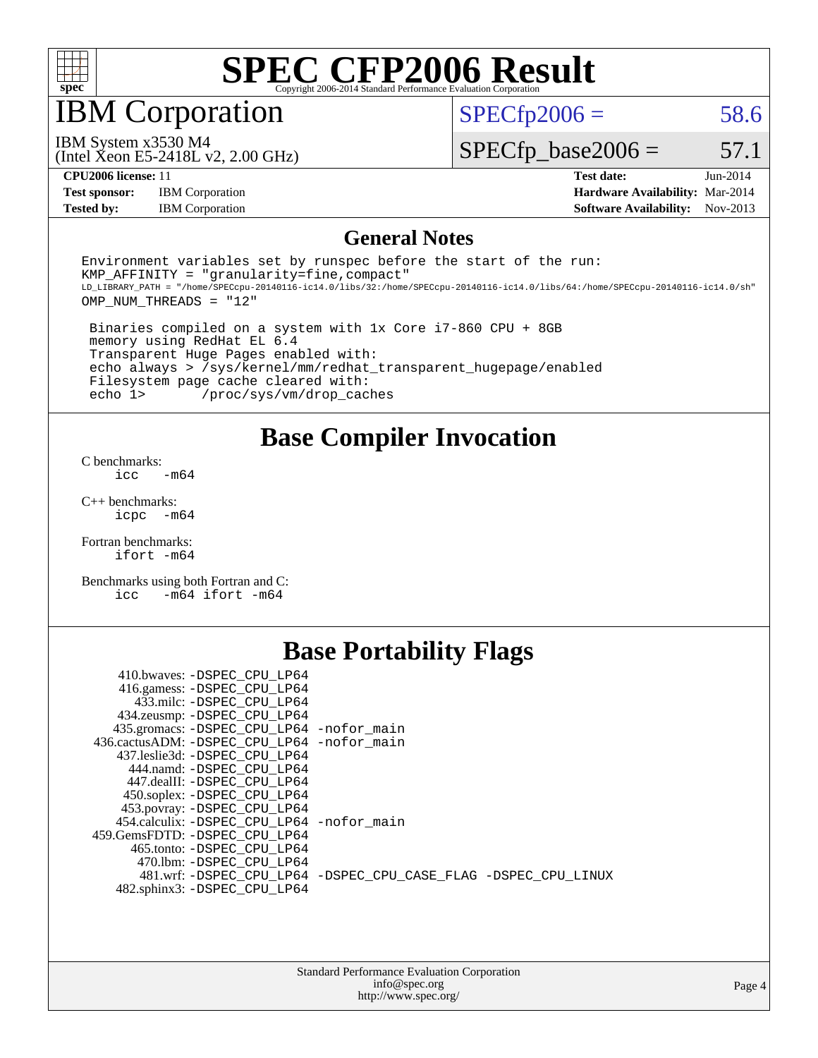# SPEC CFP2006 Result

Copyright 2006-2014 Standard Performance Evaluation Corporation

## IBM Corporation

IBM System x3530 M4
(Intel Xeon E5-2418L v2, 2.00 GHz)

SPECfp2006 = 58.6

SPECfp_base2006 = 57.1

**CPU2006 license:** 11
**Test sponsor:** IBM Corporation
**Tested by:** IBM Corporation

**Test date:** Jun-2014
**Hardware Availability:** Mar-2014
**Software Availability:** Nov-2013

## General Notes

```
Environment variables set by runspec before the start of the run:
KMP_AFFINITY = "granularity=fine,compact"
LD_LIBRARY_PATH = "/home/SPECcpu-20140116-ic14.0/libs/32:/home/SPECcpu-20140116-ic14.0/libs/64:/home/SPECcpu-20140116-ic14.0/sh"
OMP_NUM_THREADS = "12"

 Binaries compiled on a system with 1x Core i7-860 CPU + 8GB
 memory using RedHat EL 6.4
 Transparent Huge Pages enabled with:
 echo always > /sys/kernel/mm/redhat_transparent_hugepage/enabled
 Filesystem page cache cleared with:
 echo 1>       /proc/sys/vm/drop_caches
```

## Base Compiler Invocation

C benchmarks:
```
icc   -m64
```

C++ benchmarks:
```
icpc  -m64
```

Fortran benchmarks:
```
ifort -m64
```

Benchmarks using both Fortran and C:
```
icc   -m64 ifort -m64
```

## Base Portability Flags

```
     410.bwaves: -DSPEC_CPU_LP64
     416.gamess: -DSPEC_CPU_LP64
       433.milc: -DSPEC_CPU_LP64
     434.zeusmp: -DSPEC_CPU_LP64
    435.gromacs: -DSPEC_CPU_LP64 -nofor_main
 436.cactusADM: -DSPEC_CPU_LP64 -nofor_main
    437.leslie3d: -DSPEC_CPU_LP64
      444.namd: -DSPEC_CPU_LP64
     447.dealII: -DSPEC_CPU_LP64
     450.soplex: -DSPEC_CPU_LP64
     453.povray: -DSPEC_CPU_LP64
   454.calculix: -DSPEC_CPU_LP64 -nofor_main
 459.GemsFDTD: -DSPEC_CPU_LP64
      465.tonto: -DSPEC_CPU_LP64
        470.lbm: -DSPEC_CPU_LP64
        481.wrf: -DSPEC_CPU_LP64 -DSPEC_CPU_CASE_FLAG -DSPEC_CPU_LINUX
   482.sphinx3: -DSPEC_CPU_LP64
```

Standard Performance Evaluation Corporation
info@spec.org
http://www.spec.org/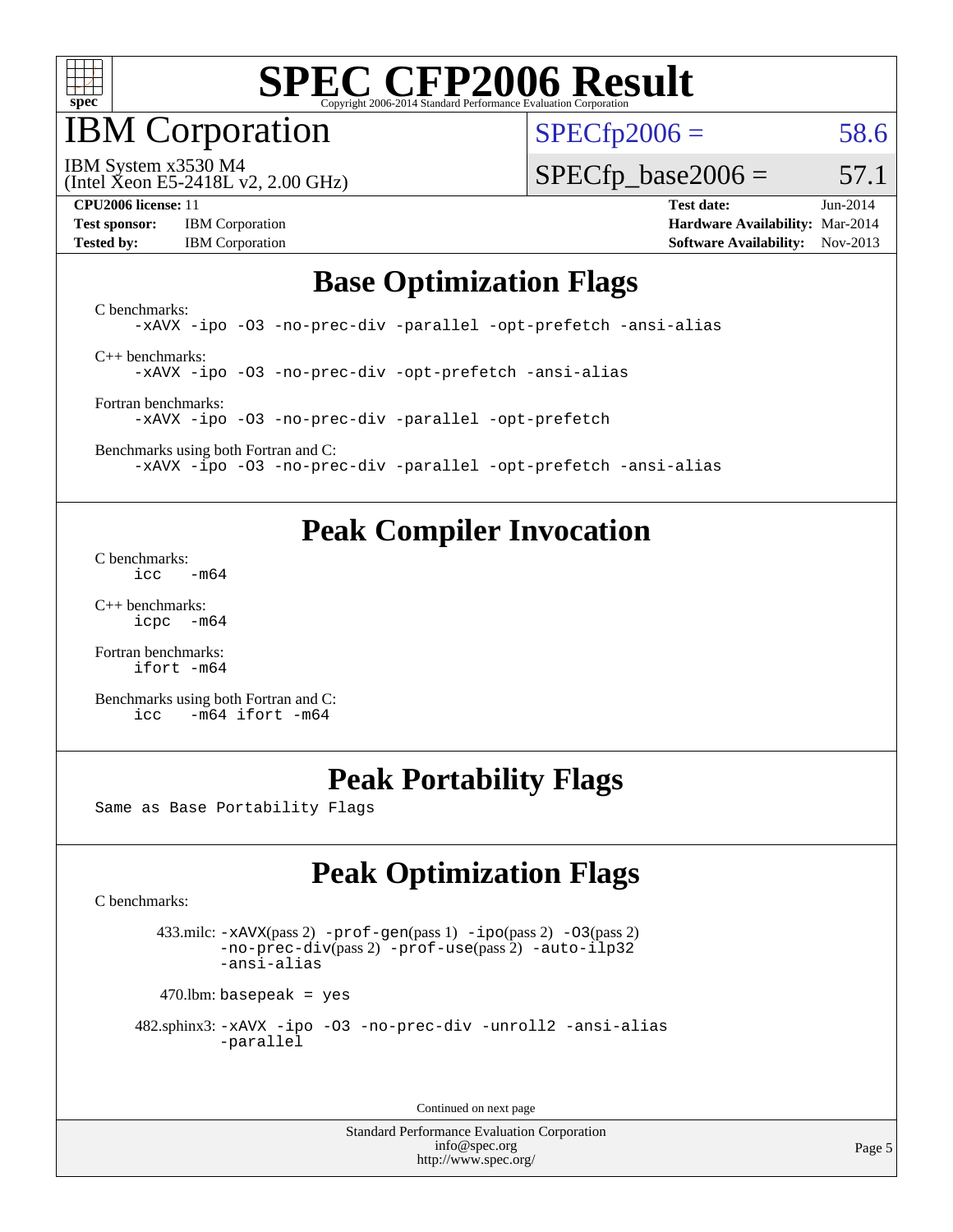# SPEC CFP2006 Result

Copyright 2006-2014 Standard Performance Evaluation Corporation

# IBM Corporation

IBM System x3530 M4
(Intel Xeon E5-2418L v2, 2.00 GHz)

SPECfp2006 = 58.6

SPECfp_base2006 = 57.1

**CPU2006 license:** 11
**Test sponsor:** IBM Corporation
**Tested by:** IBM Corporation

**Test date:** Jun-2014
**Hardware Availability:** Mar-2014
**Software Availability:** Nov-2013

## Base Optimization Flags

C benchmarks:
```
-xAVX -ipo -O3 -no-prec-div -parallel -opt-prefetch -ansi-alias
```

C++ benchmarks:
```
-xAVX -ipo -O3 -no-prec-div -opt-prefetch -ansi-alias
```

Fortran benchmarks:
```
-xAVX -ipo -O3 -no-prec-div -parallel -opt-prefetch
```

Benchmarks using both Fortran and C:
```
-xAVX -ipo -O3 -no-prec-div -parallel -opt-prefetch -ansi-alias
```

## Peak Compiler Invocation

C benchmarks:
```
icc   -m64
```

C++ benchmarks:
```
icpc  -m64
```

Fortran benchmarks:
```
ifort -m64
```

Benchmarks using both Fortran and C:
```
icc   -m64 ifort -m64
```

## Peak Portability Flags

Same as Base Portability Flags

## Peak Optimization Flags

C benchmarks:

433.milc: -xAVX(pass 2) -prof-gen(pass 1) -ipo(pass 2) -O3(pass 2) -no-prec-div(pass 2) -prof-use(pass 2) -auto-ilp32 -ansi-alias

470.lbm: basepeak = yes

482.sphinx3: -xAVX -ipo -O3 -no-prec-div -unroll2 -ansi-alias -parallel

Continued on next page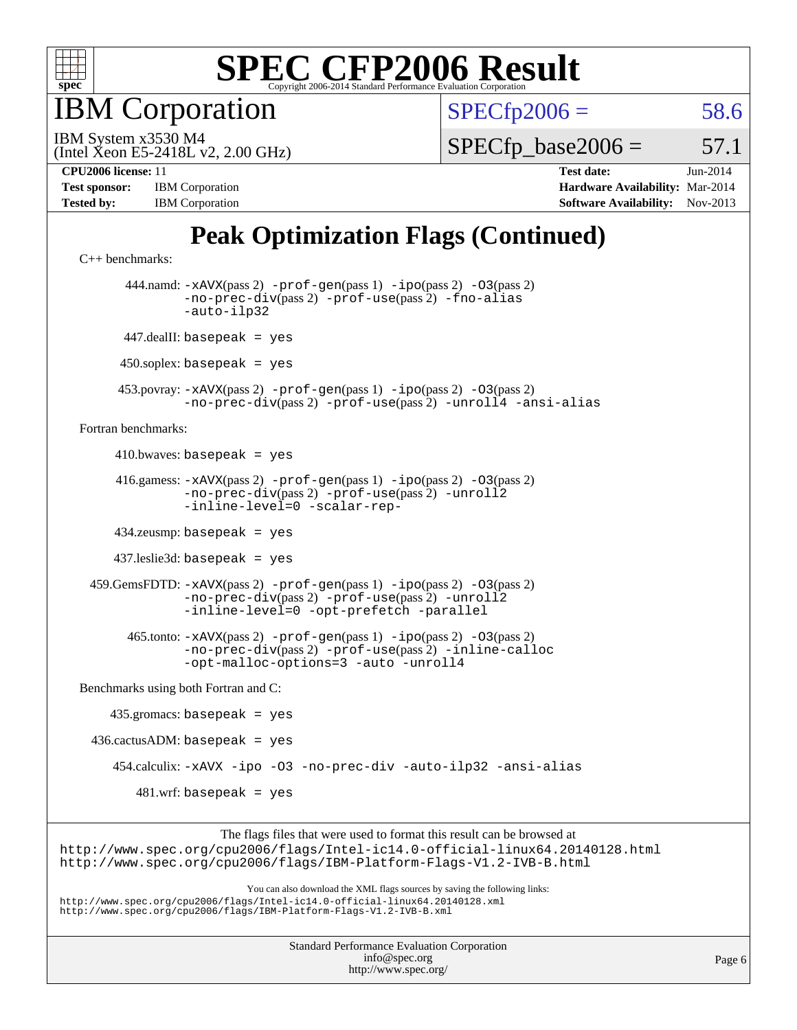# SPEC CFP2006 Result

Copyright 2006-2014 Standard Performance Evaluation Corporation

## IBM Corporation

IBM System x3530 M4
(Intel Xeon E5-2418L v2, 2.00 GHz)

SPECfp2006 = 58.6

SPECfp_base2006 = 57.1

| | | | |
|---|---|---|---|
| **CPU2006 license:** | 11 | **Test date:** | Jun-2014 |
| **Test sponsor:** | IBM Corporation | **Hardware Availability:** | Mar-2014 |
| **Tested by:** | IBM Corporation | **Software Availability:** | Nov-2013 |

## Peak Optimization Flags (Continued)

C++ benchmarks:

444.namd: `-xAVX`(pass 2) `-prof-gen`(pass 1) `-ipo`(pass 2) `-O3`(pass 2) `-no-prec-div`(pass 2) `-prof-use`(pass 2) `-fno-alias` `-auto-ilp32`

447.dealII: `basepeak = yes`

450.soplex: `basepeak = yes`

453.povray: `-xAVX`(pass 2) `-prof-gen`(pass 1) `-ipo`(pass 2) `-O3`(pass 2) `-no-prec-div`(pass 2) `-prof-use`(pass 2) `-unroll4` `-ansi-alias`

Fortran benchmarks:

410.bwaves: `basepeak = yes`

416.gamess: `-xAVX`(pass 2) `-prof-gen`(pass 1) `-ipo`(pass 2) `-O3`(pass 2) `-no-prec-div`(pass 2) `-prof-use`(pass 2) `-unroll2` `-inline-level=0` `-scalar-rep-`

434.zeusmp: `basepeak = yes`

437.leslie3d: `basepeak = yes`

459.GemsFDTD: `-xAVX`(pass 2) `-prof-gen`(pass 1) `-ipo`(pass 2) `-O3`(pass 2) `-no-prec-div`(pass 2) `-prof-use`(pass 2) `-unroll2` `-inline-level=0` `-opt-prefetch` `-parallel`

465.tonto: `-xAVX`(pass 2) `-prof-gen`(pass 1) `-ipo`(pass 2) `-O3`(pass 2) `-no-prec-div`(pass 2) `-prof-use`(pass 2) `-inline-calloc` `-opt-malloc-options=3` `-auto` `-unroll4`

Benchmarks using both Fortran and C:

435.gromacs: `basepeak = yes`

436.cactusADM: `basepeak = yes`

454.calculix: `-xAVX` `-ipo` `-O3` `-no-prec-div` `-auto-ilp32` `-ansi-alias`

481.wrf: `basepeak = yes`

The flags files that were used to format this result can be browsed at
http://www.spec.org/cpu2006/flags/Intel-ic14.0-official-linux64.20140128.html
http://www.spec.org/cpu2006/flags/IBM-Platform-Flags-V1.2-IVB-B.html

You can also download the XML flags sources by saving the following links:
http://www.spec.org/cpu2006/flags/Intel-ic14.0-official-linux64.20140128.xml
http://www.spec.org/cpu2006/flags/IBM-Platform-Flags-V1.2-IVB-B.xml

Standard Performance Evaluation Corporation
info@spec.org
http://www.spec.org/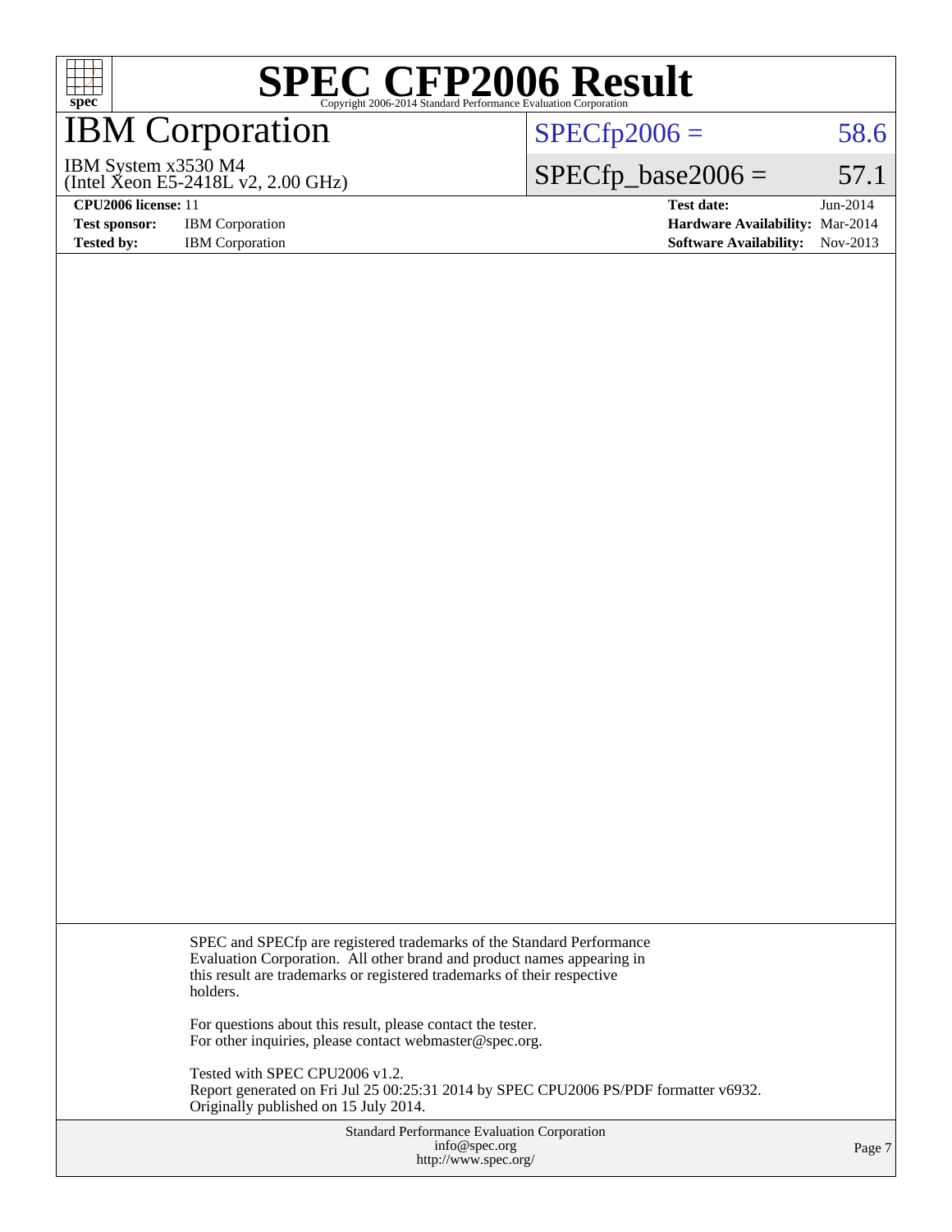# SPEC CFP2006 Result

Copyright 2006-2014 Standard Performance Evaluation Corporation

# IBM Corporation

IBM System x3530 M4
(Intel Xeon E5-2418L v2, 2.00 GHz)

SPECfp2006 = 58.6

SPECfp_base2006 = 57.1

| | | | |
|---|---|---|---|
| **CPU2006 license:** 11 | | **Test date:** | Jun-2014 |
| **Test sponsor:** | IBM Corporation | **Hardware Availability:** | Mar-2014 |
| **Tested by:** | IBM Corporation | **Software Availability:** | Nov-2013 |

SPEC and SPECfp are registered trademarks of the Standard Performance Evaluation Corporation. All other brand and product names appearing in this result are trademarks or registered trademarks of their respective holders.

For questions about this result, please contact the tester.
For other inquiries, please contact webmaster@spec.org.

Tested with SPEC CPU2006 v1.2.
Report generated on Fri Jul 25 00:25:31 2014 by SPEC CPU2006 PS/PDF formatter v6932.
Originally published on 15 July 2014.

Standard Performance Evaluation Corporation
info@spec.org
http://www.spec.org/